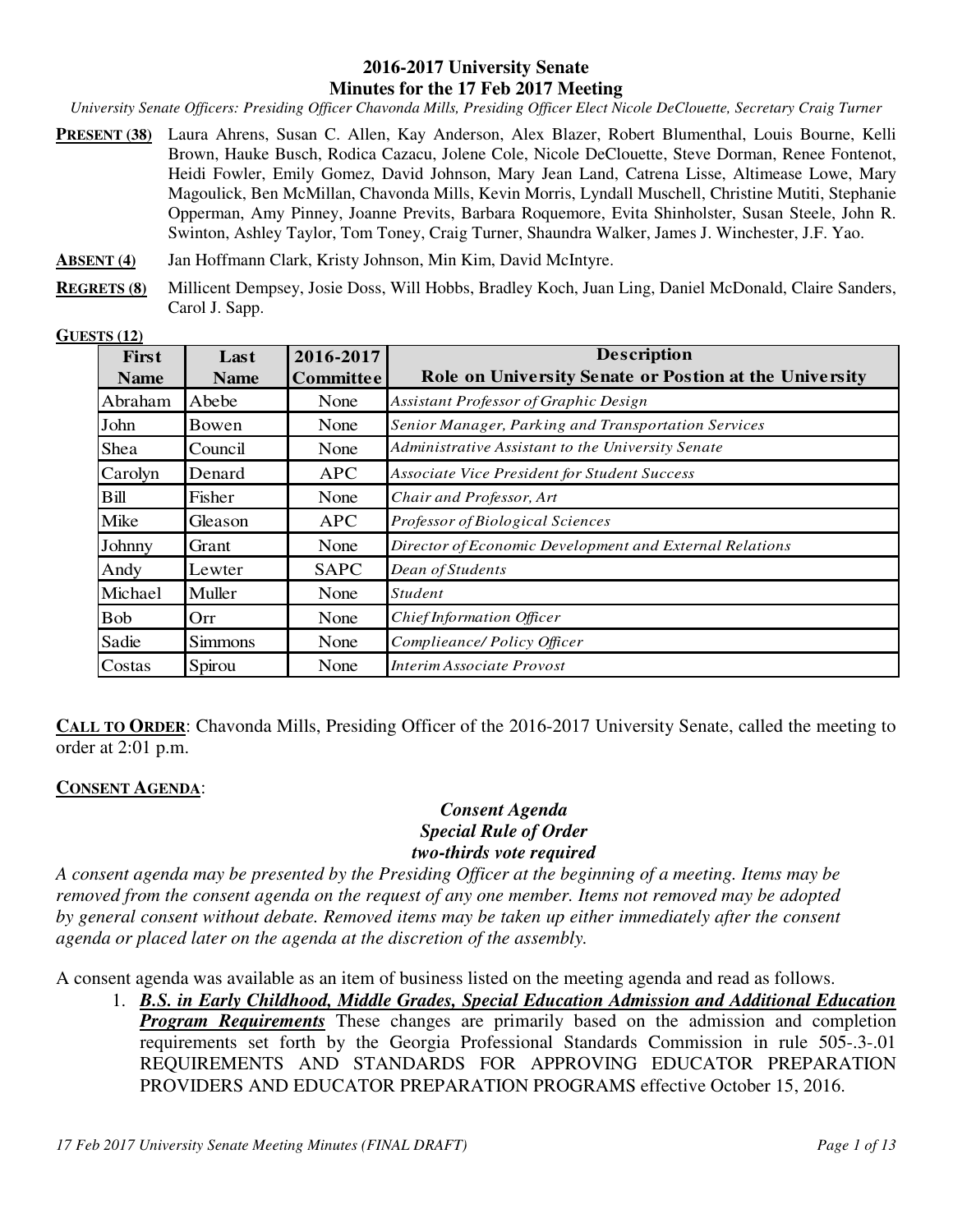# 2016-2017 University Senate
## Minutes for the 17 Feb 2017 Meeting

*University Senate Officers: Presiding Officer Chavonda Mills, Presiding Officer Elect Nicole DeClouette, Secretary Craig Turner*

**PRESENT (38)** Laura Ahrens, Susan C. Allen, Kay Anderson, Alex Blazer, Robert Blumenthal, Louis Bourne, Kelli Brown, Hauke Busch, Rodica Cazacu, Jolene Cole, Nicole DeClouette, Steve Dorman, Renee Fontenot, Heidi Fowler, Emily Gomez, David Johnson, Mary Jean Land, Catrena Lisse, Altimease Lowe, Mary Magoulick, Ben McMillan, Chavonda Mills, Kevin Morris, Lyndall Muschell, Christine Mutiti, Stephanie Opperman, Amy Pinney, Joanne Previts, Barbara Roquemore, Evita Shinholster, Susan Steele, John R. Swinton, Ashley Taylor, Tom Toney, Craig Turner, Shaundra Walker, James J. Winchester, J.F. Yao.

**ABSENT (4)** Jan Hoffmann Clark, Kristy Johnson, Min Kim, David McIntyre.

**REGRETS (8)** Millicent Dempsey, Josie Doss, Will Hobbs, Bradley Koch, Juan Ling, Daniel McDonald, Claire Sanders, Carol J. Sapp.

**GUESTS (12)**

| First Name | Last Name | 2016-2017 Committee | Description Role on University Senate or Postion at the University |
|---|---|---|---|
| Abraham | Abebe | None | *Assistant Professor of Graphic Design* |
| John | Bowen | None | *Senior Manager, Parking and Transportation Services* |
| Shea | Council | None | *Administrative Assistant to the University Senate* |
| Carolyn | Denard | APC | *Associate Vice President for Student Success* |
| Bill | Fisher | None | *Chair and Professor, Art* |
| Mike | Gleason | APC | *Professor of Biological Sciences* |
| Johnny | Grant | None | *Director of Economic Development and External Relations* |
| Andy | Lewter | SAPC | *Dean of Students* |
| Michael | Muller | None | *Student* |
| Bob | Orr | None | *Chief Information Officer* |
| Sadie | Simmons | None | *Complieance/ Policy Officer* |
| Costas | Spirou | None | *Interim Associate Provost* |

**CALL TO ORDER**: Chavonda Mills, Presiding Officer of the 2016-2017 University Senate, called the meeting to order at 2:01 p.m.

**CONSENT AGENDA**:

***Consent Agenda***
***Special Rule of Order***
***two-thirds vote required***

*A consent agenda may be presented by the Presiding Officer at the beginning of a meeting. Items may be removed from the consent agenda on the request of any one member. Items not removed may be adopted by general consent without debate. Removed items may be taken up either immediately after the consent agenda or placed later on the agenda at the discretion of the assembly.*

A consent agenda was available as an item of business listed on the meeting agenda and read as follows.

1. ***B.S. in Early Childhood, Middle Grades, Special Education Admission and Additional Education Program Requirements*** These changes are primarily based on the admission and completion requirements set forth by the Georgia Professional Standards Commission in rule 505-.3-.01 REQUIREMENTS AND STANDARDS FOR APPROVING EDUCATOR PREPARATION PROVIDERS AND EDUCATOR PREPARATION PROGRAMS effective October 15, 2016.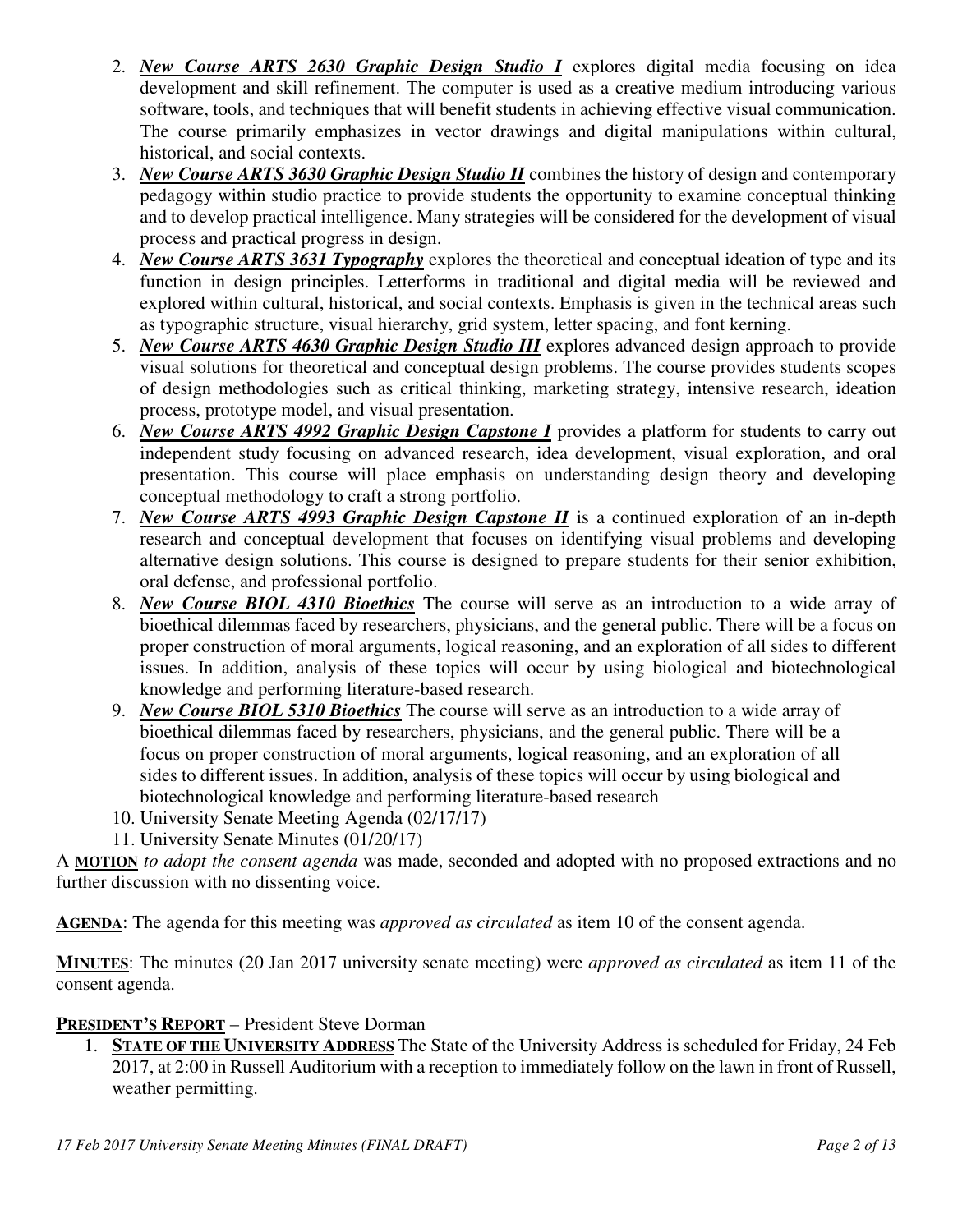2. ***New Course ARTS 2630 Graphic Design Studio I*** explores digital media focusing on idea development and skill refinement. The computer is used as a creative medium introducing various software, tools, and techniques that will benefit students in achieving effective visual communication. The course primarily emphasizes in vector drawings and digital manipulations within cultural, historical, and social contexts.
3. ***New Course ARTS 3630 Graphic Design Studio II*** combines the history of design and contemporary pedagogy within studio practice to provide students the opportunity to examine conceptual thinking and to develop practical intelligence. Many strategies will be considered for the development of visual process and practical progress in design.
4. ***New Course ARTS 3631 Typography*** explores the theoretical and conceptual ideation of type and its function in design principles. Letterforms in traditional and digital media will be reviewed and explored within cultural, historical, and social contexts. Emphasis is given in the technical areas such as typographic structure, visual hierarchy, grid system, letter spacing, and font kerning.
5. ***New Course ARTS 4630 Graphic Design Studio III*** explores advanced design approach to provide visual solutions for theoretical and conceptual design problems. The course provides students scopes of design methodologies such as critical thinking, marketing strategy, intensive research, ideation process, prototype model, and visual presentation.
6. ***New Course ARTS 4992 Graphic Design Capstone I*** provides a platform for students to carry out independent study focusing on advanced research, idea development, visual exploration, and oral presentation. This course will place emphasis on understanding design theory and developing conceptual methodology to craft a strong portfolio.
7. ***New Course ARTS 4993 Graphic Design Capstone II*** is a continued exploration of an in-depth research and conceptual development that focuses on identifying visual problems and developing alternative design solutions. This course is designed to prepare students for their senior exhibition, oral defense, and professional portfolio.
8. ***New Course BIOL 4310 Bioethics*** The course will serve as an introduction to a wide array of bioethical dilemmas faced by researchers, physicians, and the general public. There will be a focus on proper construction of moral arguments, logical reasoning, and an exploration of all sides to different issues. In addition, analysis of these topics will occur by using biological and biotechnological knowledge and performing literature-based research.
9. ***New Course BIOL 5310 Bioethics*** The course will serve as an introduction to a wide array of bioethical dilemmas faced by researchers, physicians, and the general public. There will be a focus on proper construction of moral arguments, logical reasoning, and an exploration of all sides to different issues. In addition, analysis of these topics will occur by using biological and biotechnological knowledge and performing literature-based research
10. University Senate Meeting Agenda (02/17/17)
11. University Senate Minutes (01/20/17)

A **MOTION** *to adopt the consent agenda* was made, seconded and adopted with no proposed extractions and no further discussion with no dissenting voice.

**AGENDA**: The agenda for this meeting was *approved as circulated* as item 10 of the consent agenda.

**MINUTES**: The minutes (20 Jan 2017 university senate meeting) were *approved as circulated* as item 11 of the consent agenda.

**PRESIDENT'S REPORT** – President Steve Dorman

1. **STATE OF THE UNIVERSITY ADDRESS** The State of the University Address is scheduled for Friday, 24 Feb 2017, at 2:00 in Russell Auditorium with a reception to immediately follow on the lawn in front of Russell, weather permitting.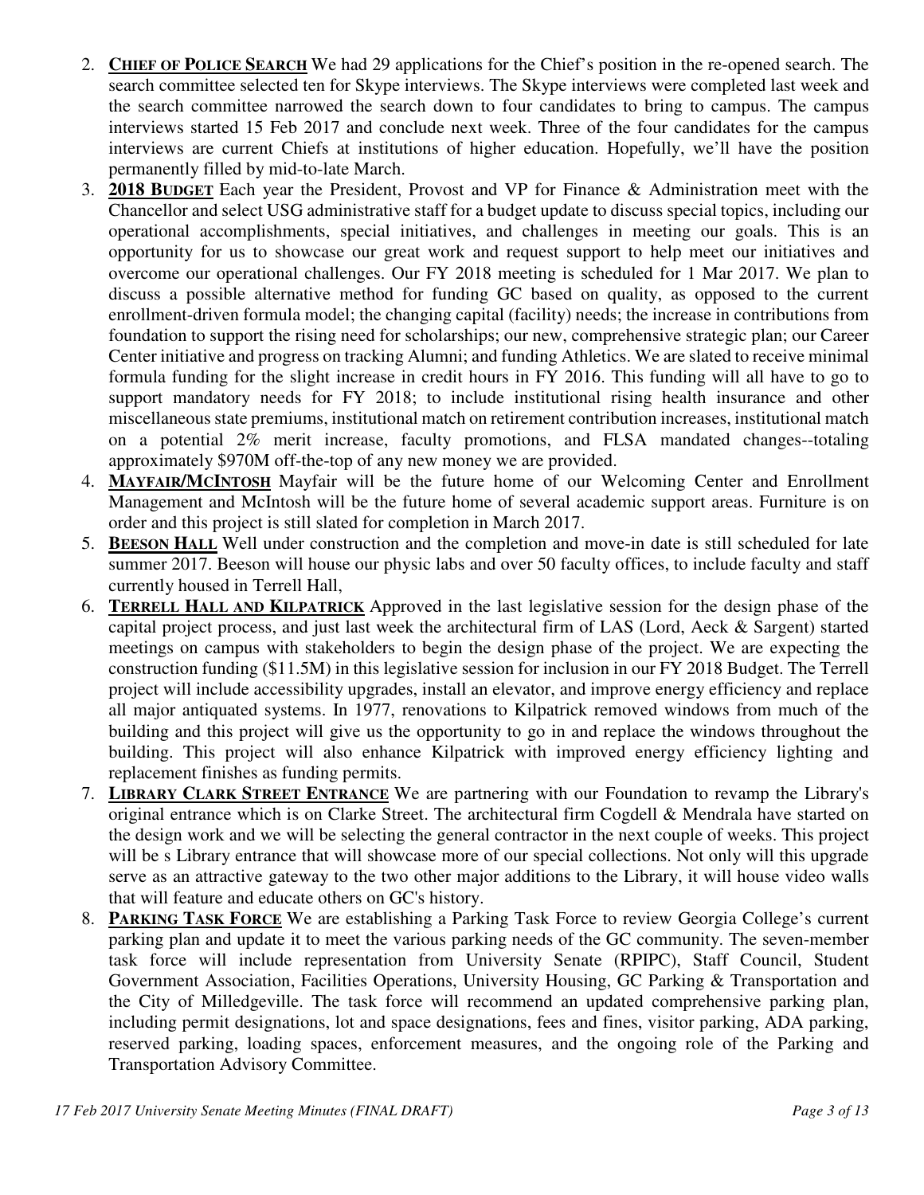2. **CHIEF OF POLICE SEARCH** We had 29 applications for the Chief's position in the re-opened search. The search committee selected ten for Skype interviews. The Skype interviews were completed last week and the search committee narrowed the search down to four candidates to bring to campus. The campus interviews started 15 Feb 2017 and conclude next week. Three of the four candidates for the campus interviews are current Chiefs at institutions of higher education. Hopefully, we'll have the position permanently filled by mid-to-late March.
3. **2018 BUDGET** Each year the President, Provost and VP for Finance & Administration meet with the Chancellor and select USG administrative staff for a budget update to discuss special topics, including our operational accomplishments, special initiatives, and challenges in meeting our goals. This is an opportunity for us to showcase our great work and request support to help meet our initiatives and overcome our operational challenges. Our FY 2018 meeting is scheduled for 1 Mar 2017. We plan to discuss a possible alternative method for funding GC based on quality, as opposed to the current enrollment-driven formula model; the changing capital (facility) needs; the increase in contributions from foundation to support the rising need for scholarships; our new, comprehensive strategic plan; our Career Center initiative and progress on tracking Alumni; and funding Athletics. We are slated to receive minimal formula funding for the slight increase in credit hours in FY 2016. This funding will all have to go to support mandatory needs for FY 2018; to include institutional rising health insurance and other miscellaneous state premiums, institutional match on retirement contribution increases, institutional match on a potential 2% merit increase, faculty promotions, and FLSA mandated changes--totaling approximately $970M off-the-top of any new money we are provided.
4. **MAYFAIR/MCINTOSH** Mayfair will be the future home of our Welcoming Center and Enrollment Management and McIntosh will be the future home of several academic support areas. Furniture is on order and this project is still slated for completion in March 2017.
5. **BEESON HALL** Well under construction and the completion and move-in date is still scheduled for late summer 2017. Beeson will house our physic labs and over 50 faculty offices, to include faculty and staff currently housed in Terrell Hall,
6. **TERRELL HALL AND KILPATRICK** Approved in the last legislative session for the design phase of the capital project process, and just last week the architectural firm of LAS (Lord, Aeck & Sargent) started meetings on campus with stakeholders to begin the design phase of the project. We are expecting the construction funding ($11.5M) in this legislative session for inclusion in our FY 2018 Budget. The Terrell project will include accessibility upgrades, install an elevator, and improve energy efficiency and replace all major antiquated systems. In 1977, renovations to Kilpatrick removed windows from much of the building and this project will give us the opportunity to go in and replace the windows throughout the building. This project will also enhance Kilpatrick with improved energy efficiency lighting and replacement finishes as funding permits.
7. **LIBRARY CLARK STREET ENTRANCE** We are partnering with our Foundation to revamp the Library's original entrance which is on Clarke Street. The architectural firm Cogdell & Mendrala have started on the design work and we will be selecting the general contractor in the next couple of weeks. This project will be s Library entrance that will showcase more of our special collections. Not only will this upgrade serve as an attractive gateway to the two other major additions to the Library, it will house video walls that will feature and educate others on GC's history.
8. **PARKING TASK FORCE** We are establishing a Parking Task Force to review Georgia College's current parking plan and update it to meet the various parking needs of the GC community. The seven-member task force will include representation from University Senate (RPIPC), Staff Council, Student Government Association, Facilities Operations, University Housing, GC Parking & Transportation and the City of Milledgeville. The task force will recommend an updated comprehensive parking plan, including permit designations, lot and space designations, fees and fines, visitor parking, ADA parking, reserved parking, loading spaces, enforcement measures, and the ongoing role of the Parking and Transportation Advisory Committee.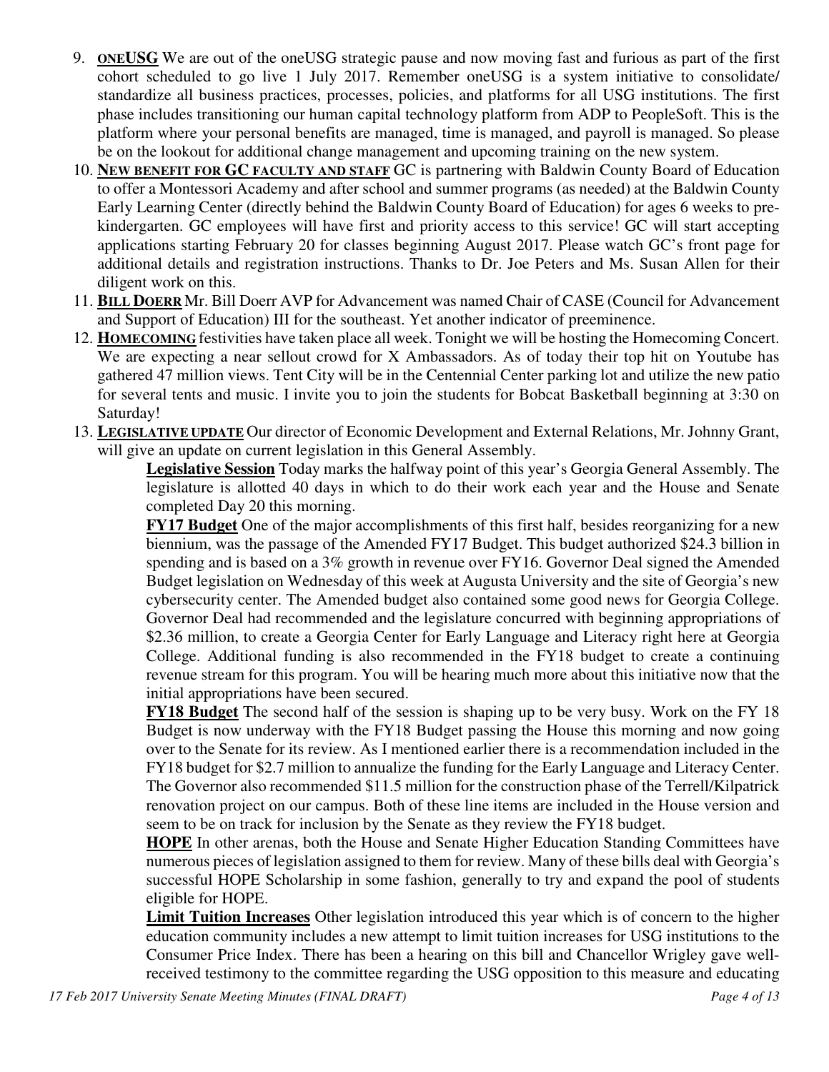9. **ONEUSG** We are out of the oneUSG strategic pause and now moving fast and furious as part of the first cohort scheduled to go live 1 July 2017. Remember oneUSG is a system initiative to consolidate/ standardize all business practices, processes, policies, and platforms for all USG institutions. The first phase includes transitioning our human capital technology platform from ADP to PeopleSoft. This is the platform where your personal benefits are managed, time is managed, and payroll is managed. So please be on the lookout for additional change management and upcoming training on the new system.
10. **NEW BENEFIT FOR GC FACULTY AND STAFF** GC is partnering with Baldwin County Board of Education to offer a Montessori Academy and after school and summer programs (as needed) at the Baldwin County Early Learning Center (directly behind the Baldwin County Board of Education) for ages 6 weeks to pre-kindergarten. GC employees will have first and priority access to this service! GC will start accepting applications starting February 20 for classes beginning August 2017. Please watch GC's front page for additional details and registration instructions. Thanks to Dr. Joe Peters and Ms. Susan Allen for their diligent work on this.
11. **BILL DOERR** Mr. Bill Doerr AVP for Advancement was named Chair of CASE (Council for Advancement and Support of Education) III for the southeast. Yet another indicator of preeminence.
12. **HOMECOMING** festivities have taken place all week. Tonight we will be hosting the Homecoming Concert. We are expecting a near sellout crowd for X Ambassadors. As of today their top hit on Youtube has gathered 47 million views. Tent City will be in the Centennial Center parking lot and utilize the new patio for several tents and music. I invite you to join the students for Bobcat Basketball beginning at 3:30 on Saturday!
13. **LEGISLATIVE UPDATE** Our director of Economic Development and External Relations, Mr. Johnny Grant, will give an update on current legislation in this General Assembly.

    **Legislative Session** Today marks the halfway point of this year's Georgia General Assembly. The legislature is allotted 40 days in which to do their work each year and the House and Senate completed Day 20 this morning.

    **FY17 Budget** One of the major accomplishments of this first half, besides reorganizing for a new biennium, was the passage of the Amended FY17 Budget. This budget authorized $24.3 billion in spending and is based on a 3% growth in revenue over FY16. Governor Deal signed the Amended Budget legislation on Wednesday of this week at Augusta University and the site of Georgia's new cybersecurity center. The Amended budget also contained some good news for Georgia College. Governor Deal had recommended and the legislature concurred with beginning appropriations of $2.36 million, to create a Georgia Center for Early Language and Literacy right here at Georgia College. Additional funding is also recommended in the FY18 budget to create a continuing revenue stream for this program. You will be hearing much more about this initiative now that the initial appropriations have been secured.

    **FY18 Budget** The second half of the session is shaping up to be very busy. Work on the FY 18 Budget is now underway with the FY18 Budget passing the House this morning and now going over to the Senate for its review. As I mentioned earlier there is a recommendation included in the FY18 budget for $2.7 million to annualize the funding for the Early Language and Literacy Center. The Governor also recommended $11.5 million for the construction phase of the Terrell/Kilpatrick renovation project on our campus. Both of these line items are included in the House version and seem to be on track for inclusion by the Senate as they review the FY18 budget.

    **HOPE** In other arenas, both the House and Senate Higher Education Standing Committees have numerous pieces of legislation assigned to them for review. Many of these bills deal with Georgia's successful HOPE Scholarship in some fashion, generally to try and expand the pool of students eligible for HOPE.

    **Limit Tuition Increases** Other legislation introduced this year which is of concern to the higher education community includes a new attempt to limit tuition increases for USG institutions to the Consumer Price Index. There has been a hearing on this bill and Chancellor Wrigley gave well-received testimony to the committee regarding the USG opposition to this measure and educating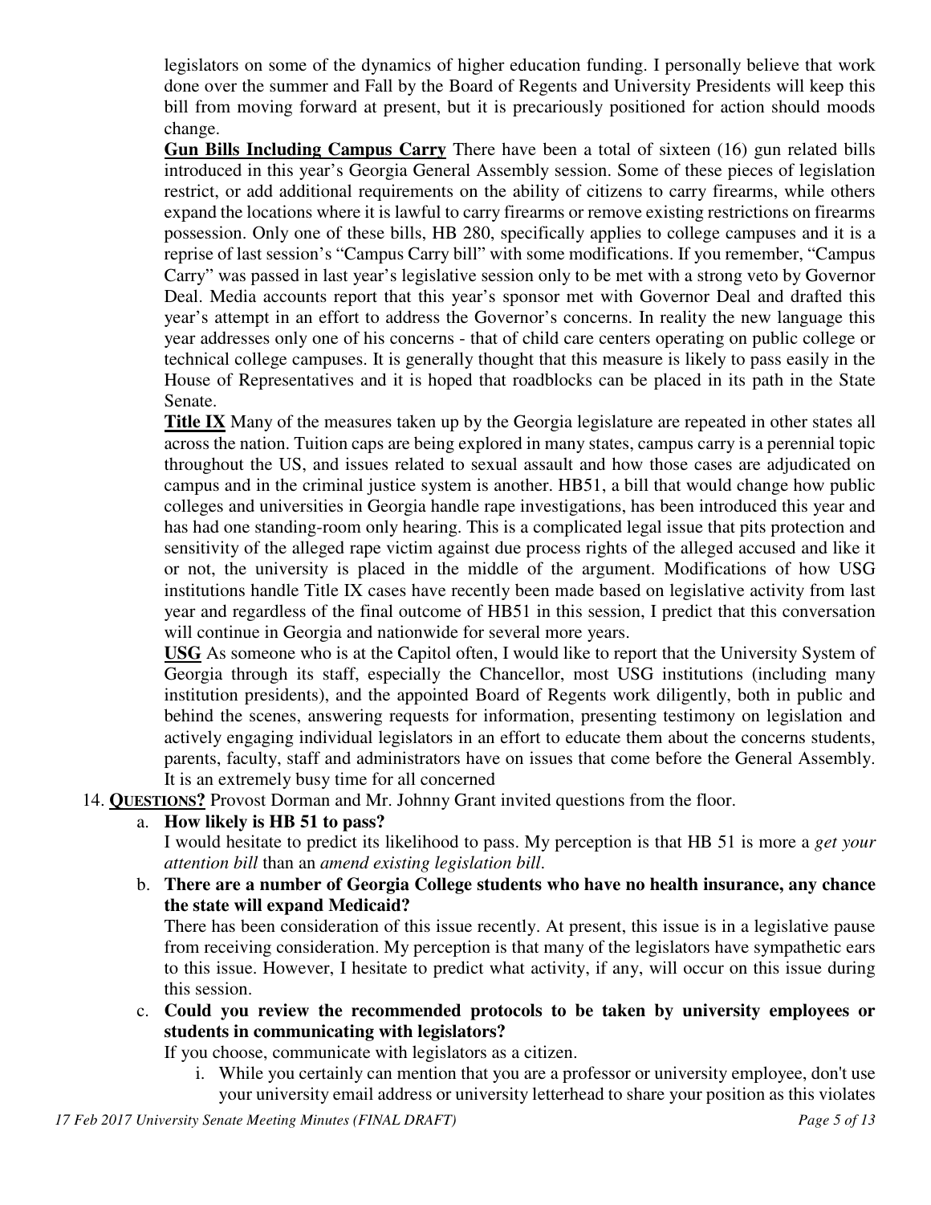legislators on some of the dynamics of higher education funding. I personally believe that work done over the summer and Fall by the Board of Regents and University Presidents will keep this bill from moving forward at present, but it is precariously positioned for action should moods change.

**Gun Bills Including Campus Carry** There have been a total of sixteen (16) gun related bills introduced in this year's Georgia General Assembly session. Some of these pieces of legislation restrict, or add additional requirements on the ability of citizens to carry firearms, while others expand the locations where it is lawful to carry firearms or remove existing restrictions on firearms possession. Only one of these bills, HB 280, specifically applies to college campuses and it is a reprise of last session's "Campus Carry bill" with some modifications. If you remember, "Campus Carry" was passed in last year's legislative session only to be met with a strong veto by Governor Deal. Media accounts report that this year's sponsor met with Governor Deal and drafted this year's attempt in an effort to address the Governor's concerns. In reality the new language this year addresses only one of his concerns - that of child care centers operating on public college or technical college campuses. It is generally thought that this measure is likely to pass easily in the House of Representatives and it is hoped that roadblocks can be placed in its path in the State Senate.

**Title IX** Many of the measures taken up by the Georgia legislature are repeated in other states all across the nation. Tuition caps are being explored in many states, campus carry is a perennial topic throughout the US, and issues related to sexual assault and how those cases are adjudicated on campus and in the criminal justice system is another. HB51, a bill that would change how public colleges and universities in Georgia handle rape investigations, has been introduced this year and has had one standing-room only hearing. This is a complicated legal issue that pits protection and sensitivity of the alleged rape victim against due process rights of the alleged accused and like it or not, the university is placed in the middle of the argument. Modifications of how USG institutions handle Title IX cases have recently been made based on legislative activity from last year and regardless of the final outcome of HB51 in this session, I predict that this conversation will continue in Georgia and nationwide for several more years.

**USG** As someone who is at the Capitol often, I would like to report that the University System of Georgia through its staff, especially the Chancellor, most USG institutions (including many institution presidents), and the appointed Board of Regents work diligently, both in public and behind the scenes, answering requests for information, presenting testimony on legislation and actively engaging individual legislators in an effort to educate them about the concerns students, parents, faculty, staff and administrators have on issues that come before the General Assembly. It is an extremely busy time for all concerned

14. **QUESTIONS?** Provost Dorman and Mr. Johnny Grant invited questions from the floor.

    a. **How likely is HB 51 to pass?**
    I would hesitate to predict its likelihood to pass. My perception is that HB 51 is more a *get your attention bill* than an *amend existing legislation bill*.

    b. **There are a number of Georgia College students who have no health insurance, any chance the state will expand Medicaid?**
    There has been consideration of this issue recently. At present, this issue is in a legislative pause from receiving consideration. My perception is that many of the legislators have sympathetic ears to this issue. However, I hesitate to predict what activity, if any, will occur on this issue during this session.

    c. **Could you review the recommended protocols to be taken by university employees or students in communicating with legislators?**
    If you choose, communicate with legislators as a citizen.

        i. While you certainly can mention that you are a professor or university employee, don't use your university email address or university letterhead to share your position as this violates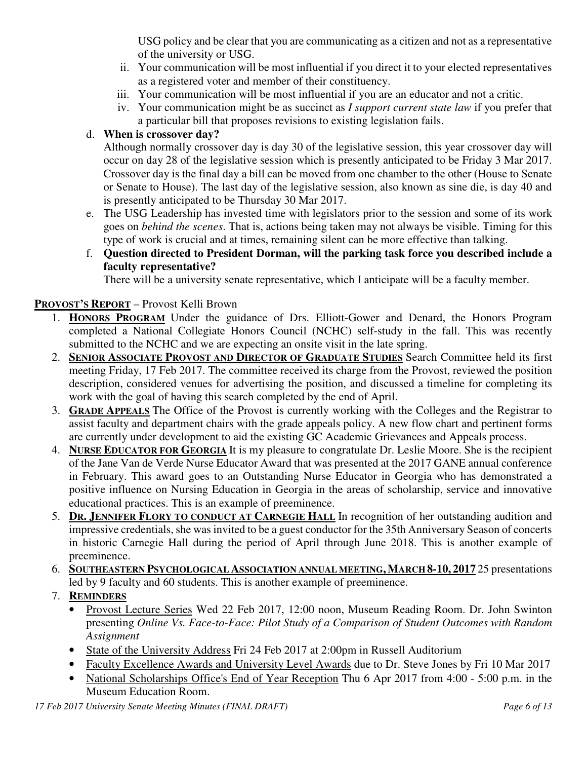USG policy and be clear that you are communicating as a citizen and not as a representative of the university or USG.

   ii. Your communication will be most influential if you direct it to your elected representatives as a registered voter and member of their constituency.
   iii. Your communication will be most influential if you are an educator and not a critic.
   iv. Your communication might be as succinct as *I support current state law* if you prefer that a particular bill that proposes revisions to existing legislation fails.

d. **When is crossover day?**
   Although normally crossover day is day 30 of the legislative session, this year crossover day will occur on day 28 of the legislative session which is presently anticipated to be Friday 3 Mar 2017. Crossover day is the final day a bill can be moved from one chamber to the other (House to Senate or Senate to House). The last day of the legislative session, also known as sine die, is day 40 and is presently anticipated to be Thursday 30 Mar 2017.

e. The USG Leadership has invested time with legislators prior to the session and some of its work goes on *behind the scenes*. That is, actions being taken may not always be visible. Timing for this type of work is crucial and at times, remaining silent can be more effective than talking.

f. **Question directed to President Dorman, will the parking task force you described include a faculty representative?**
   There will be a university senate representative, which I anticipate will be a faculty member.

**PROVOST'S REPORT** – Provost Kelli Brown

1. **HONORS PROGRAM** Under the guidance of Drs. Elliott-Gower and Denard, the Honors Program completed a National Collegiate Honors Council (NCHC) self-study in the fall. This was recently submitted to the NCHC and we are expecting an onsite visit in the late spring.
2. **SENIOR ASSOCIATE PROVOST AND DIRECTOR OF GRADUATE STUDIES** Search Committee held its first meeting Friday, 17 Feb 2017. The committee received its charge from the Provost, reviewed the position description, considered venues for advertising the position, and discussed a timeline for completing its work with the goal of having this search completed by the end of April.
3. **GRADE APPEALS** The Office of the Provost is currently working with the Colleges and the Registrar to assist faculty and department chairs with the grade appeals policy. A new flow chart and pertinent forms are currently under development to aid the existing GC Academic Grievances and Appeals process.
4. **NURSE EDUCATOR FOR GEORGIA** It is my pleasure to congratulate Dr. Leslie Moore. She is the recipient of the Jane Van de Verde Nurse Educator Award that was presented at the 2017 GANE annual conference in February. This award goes to an Outstanding Nurse Educator in Georgia who has demonstrated a positive influence on Nursing Education in Georgia in the areas of scholarship, service and innovative educational practices. This is an example of preeminence.
5. **DR. JENNIFER FLORY TO CONDUCT AT CARNEGIE HALL** In recognition of her outstanding audition and impressive credentials, she was invited to be a guest conductor for the 35th Anniversary Season of concerts in historic Carnegie Hall during the period of April through June 2018. This is another example of preeminence.
6. **SOUTHEASTERN PSYCHOLOGICAL ASSOCIATION ANNUAL MEETING, MARCH 8-10, 2017** 25 presentations led by 9 faculty and 60 students. This is another example of preeminence.
7. **REMINDERS**
   - Provost Lecture Series Wed 22 Feb 2017, 12:00 noon, Museum Reading Room. Dr. John Swinton presenting *Online Vs. Face-to-Face: Pilot Study of a Comparison of Student Outcomes with Random Assignment*
   - State of the University Address Fri 24 Feb 2017 at 2:00pm in Russell Auditorium
   - Faculty Excellence Awards and University Level Awards due to Dr. Steve Jones by Fri 10 Mar 2017
   - National Scholarships Office's End of Year Reception Thu 6 Apr 2017 from 4:00 - 5:00 p.m. in the Museum Education Room.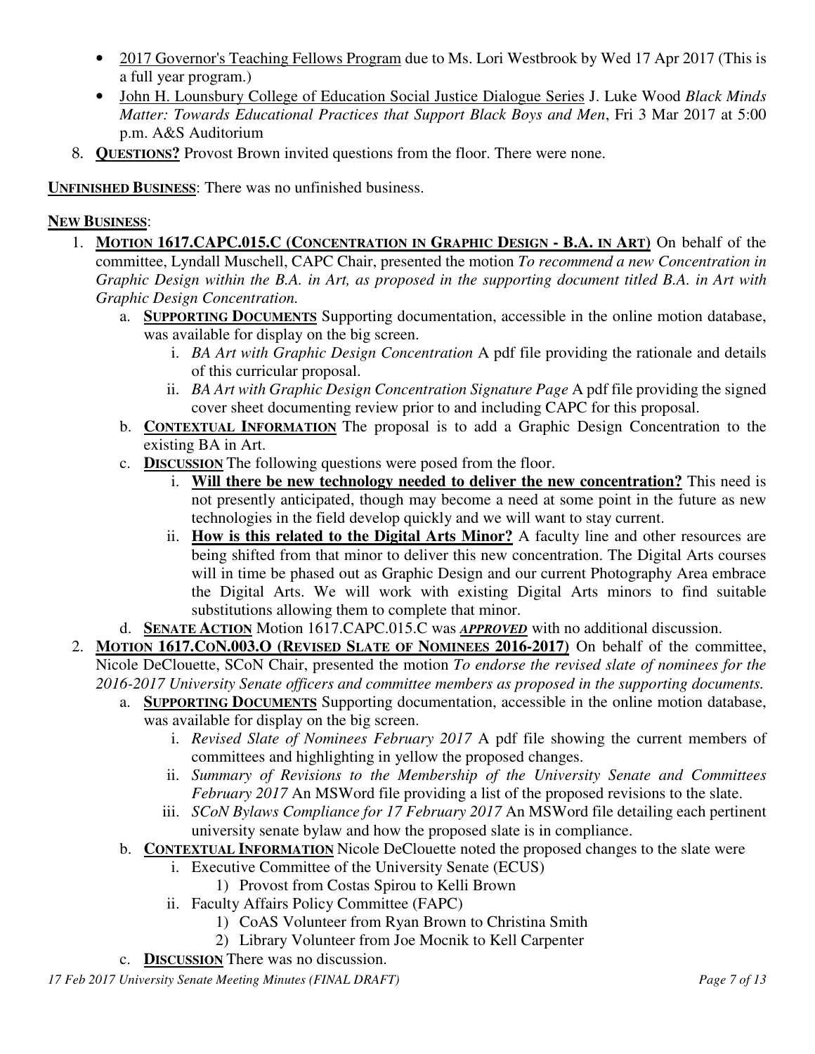- 2017 Governor's Teaching Fellows Program due to Ms. Lori Westbrook by Wed 17 Apr 2017 (This is a full year program.)
- John H. Lounsbury College of Education Social Justice Dialogue Series J. Luke Wood *Black Minds Matter: Towards Educational Practices that Support Black Boys and Men*, Fri 3 Mar 2017 at 5:00 p.m. A&S Auditorium

8. **QUESTIONS?** Provost Brown invited questions from the floor. There were none.

**UNFINISHED BUSINESS**: There was no unfinished business.

**NEW BUSINESS**:

1. **MOTION 1617.CAPC.015.C (CONCENTRATION IN GRAPHIC DESIGN - B.A. IN ART)** On behalf of the committee, Lyndall Muschell, CAPC Chair, presented the motion *To recommend a new Concentration in Graphic Design within the B.A. in Art, as proposed in the supporting document titled B.A. in Art with Graphic Design Concentration.*
   a. **SUPPORTING DOCUMENTS** Supporting documentation, accessible in the online motion database, was available for display on the big screen.
      i. *BA Art with Graphic Design Concentration* A pdf file providing the rationale and details of this curricular proposal.
      ii. *BA Art with Graphic Design Concentration Signature Page* A pdf file providing the signed cover sheet documenting review prior to and including CAPC for this proposal.
   b. **CONTEXTUAL INFORMATION** The proposal is to add a Graphic Design Concentration to the existing BA in Art.
   c. **DISCUSSION** The following questions were posed from the floor.
      i. **Will there be new technology needed to deliver the new concentration?** This need is not presently anticipated, though may become a need at some point in the future as new technologies in the field develop quickly and we will want to stay current.
      ii. **How is this related to the Digital Arts Minor?** A faculty line and other resources are being shifted from that minor to deliver this new concentration. The Digital Arts courses will in time be phased out as Graphic Design and our current Photography Area embrace the Digital Arts. We will work with existing Digital Arts minors to find suitable substitutions allowing them to complete that minor.
   d. **SENATE ACTION** Motion 1617.CAPC.015.C was ***APPROVED*** with no additional discussion.
2. **MOTION 1617.CON.003.O (REVISED SLATE OF NOMINEES 2016-2017)** On behalf of the committee, Nicole DeClouette, SCoN Chair, presented the motion *To endorse the revised slate of nominees for the 2016-2017 University Senate officers and committee members as proposed in the supporting documents.*
   a. **SUPPORTING DOCUMENTS** Supporting documentation, accessible in the online motion database, was available for display on the big screen.
      i. *Revised Slate of Nominees February 2017* A pdf file showing the current members of committees and highlighting in yellow the proposed changes.
      ii. *Summary of Revisions to the Membership of the University Senate and Committees February 2017* An MSWord file providing a list of the proposed revisions to the slate.
      iii. *SCoN Bylaws Compliance for 17 February 2017* An MSWord file detailing each pertinent university senate bylaw and how the proposed slate is in compliance.
   b. **CONTEXTUAL INFORMATION** Nicole DeClouette noted the proposed changes to the slate were
      i. Executive Committee of the University Senate (ECUS)
         1) Provost from Costas Spirou to Kelli Brown
      ii. Faculty Affairs Policy Committee (FAPC)
         1) CoAS Volunteer from Ryan Brown to Christina Smith
         2) Library Volunteer from Joe Mocnik to Kell Carpenter
   c. **DISCUSSION** There was no discussion.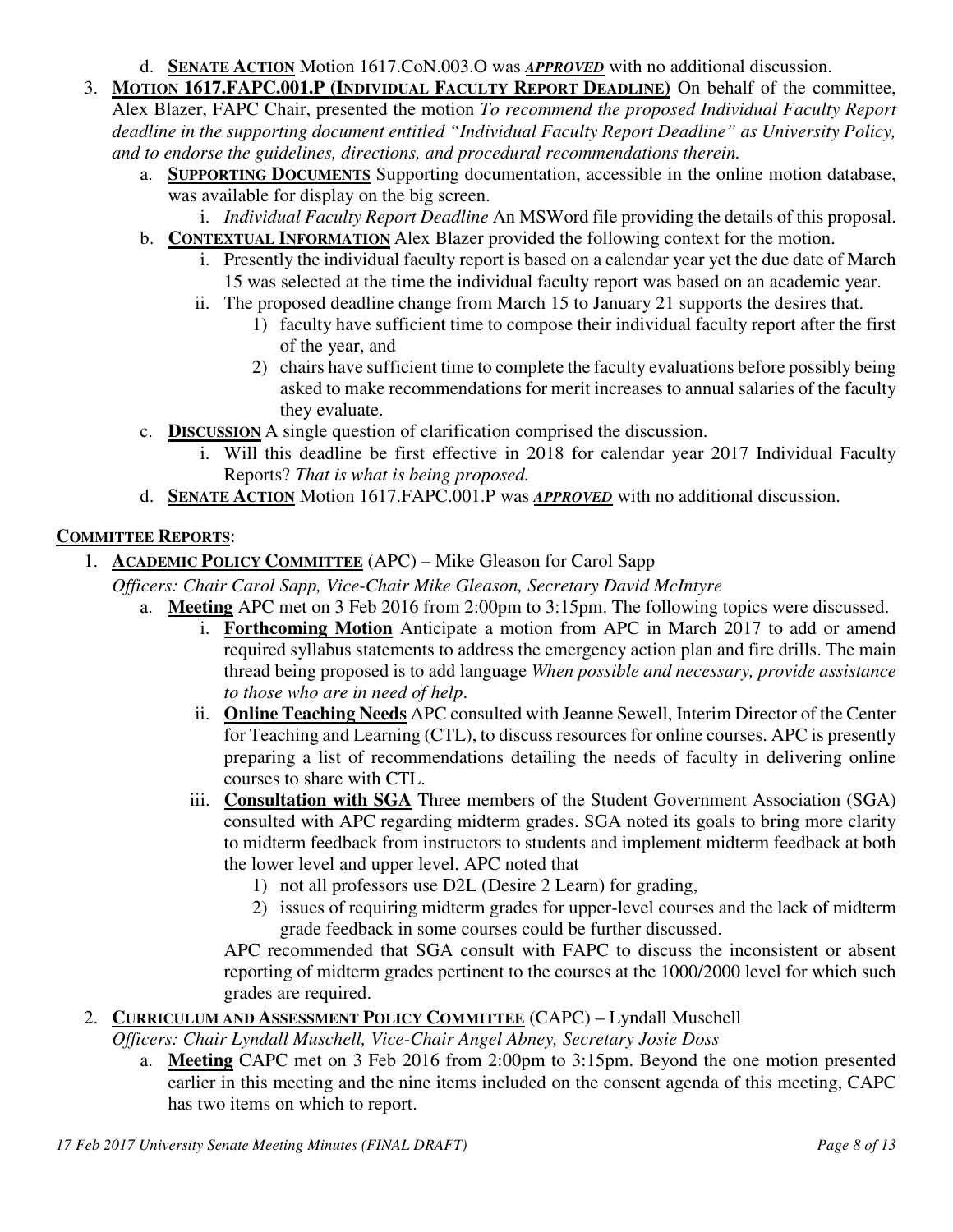d. **SENATE ACTION** Motion 1617.CoN.003.O was ***APPROVED*** with no additional discussion.

3. **MOTION 1617.FAPC.001.P (INDIVIDUAL FACULTY REPORT DEADLINE)** On behalf of the committee, Alex Blazer, FAPC Chair, presented the motion *To recommend the proposed Individual Faculty Report deadline in the supporting document entitled "Individual Faculty Report Deadline" as University Policy, and to endorse the guidelines, directions, and procedural recommendations therein.*
   a. **SUPPORTING DOCUMENTS** Supporting documentation, accessible in the online motion database, was available for display on the big screen.
      i. *Individual Faculty Report Deadline* An MSWord file providing the details of this proposal.
   b. **CONTEXTUAL INFORMATION** Alex Blazer provided the following context for the motion.
      i. Presently the individual faculty report is based on a calendar year yet the due date of March 15 was selected at the time the individual faculty report was based on an academic year.
      ii. The proposed deadline change from March 15 to January 21 supports the desires that.
         1) faculty have sufficient time to compose their individual faculty report after the first of the year, and
         2) chairs have sufficient time to complete the faculty evaluations before possibly being asked to make recommendations for merit increases to annual salaries of the faculty they evaluate.
   c. **DISCUSSION** A single question of clarification comprised the discussion.
      i. Will this deadline be first effective in 2018 for calendar year 2017 Individual Faculty Reports? *That is what is being proposed.*
   d. **SENATE ACTION** Motion 1617.FAPC.001.P was ***APPROVED*** with no additional discussion.

## COMMITTEE REPORTS:

1. **ACADEMIC POLICY COMMITTEE** (APC) – Mike Gleason for Carol Sapp
   *Officers: Chair Carol Sapp, Vice-Chair Mike Gleason, Secretary David McIntyre*
   a. **Meeting** APC met on 3 Feb 2016 from 2:00pm to 3:15pm. The following topics were discussed.
      i. **Forthcoming Motion** Anticipate a motion from APC in March 2017 to add or amend required syllabus statements to address the emergency action plan and fire drills. The main thread being proposed is to add language *When possible and necessary, provide assistance to those who are in need of help*.
      ii. **Online Teaching Needs** APC consulted with Jeanne Sewell, Interim Director of the Center for Teaching and Learning (CTL), to discuss resources for online courses. APC is presently preparing a list of recommendations detailing the needs of faculty in delivering online courses to share with CTL.
      iii. **Consultation with SGA** Three members of the Student Government Association (SGA) consulted with APC regarding midterm grades. SGA noted its goals to bring more clarity to midterm feedback from instructors to students and implement midterm feedback at both the lower level and upper level. APC noted that
         1) not all professors use D2L (Desire 2 Learn) for grading,
         2) issues of requiring midterm grades for upper-level courses and the lack of midterm grade feedback in some courses could be further discussed.

         APC recommended that SGA consult with FAPC to discuss the inconsistent or absent reporting of midterm grades pertinent to the courses at the 1000/2000 level for which such grades are required.

2. **CURRICULUM AND ASSESSMENT POLICY COMMITTEE** (CAPC) – Lyndall Muschell
   *Officers: Chair Lyndall Muschell, Vice-Chair Angel Abney, Secretary Josie Doss*
   a. **Meeting** CAPC met on 3 Feb 2016 from 2:00pm to 3:15pm. Beyond the one motion presented earlier in this meeting and the nine items included on the consent agenda of this meeting, CAPC has two items on which to report.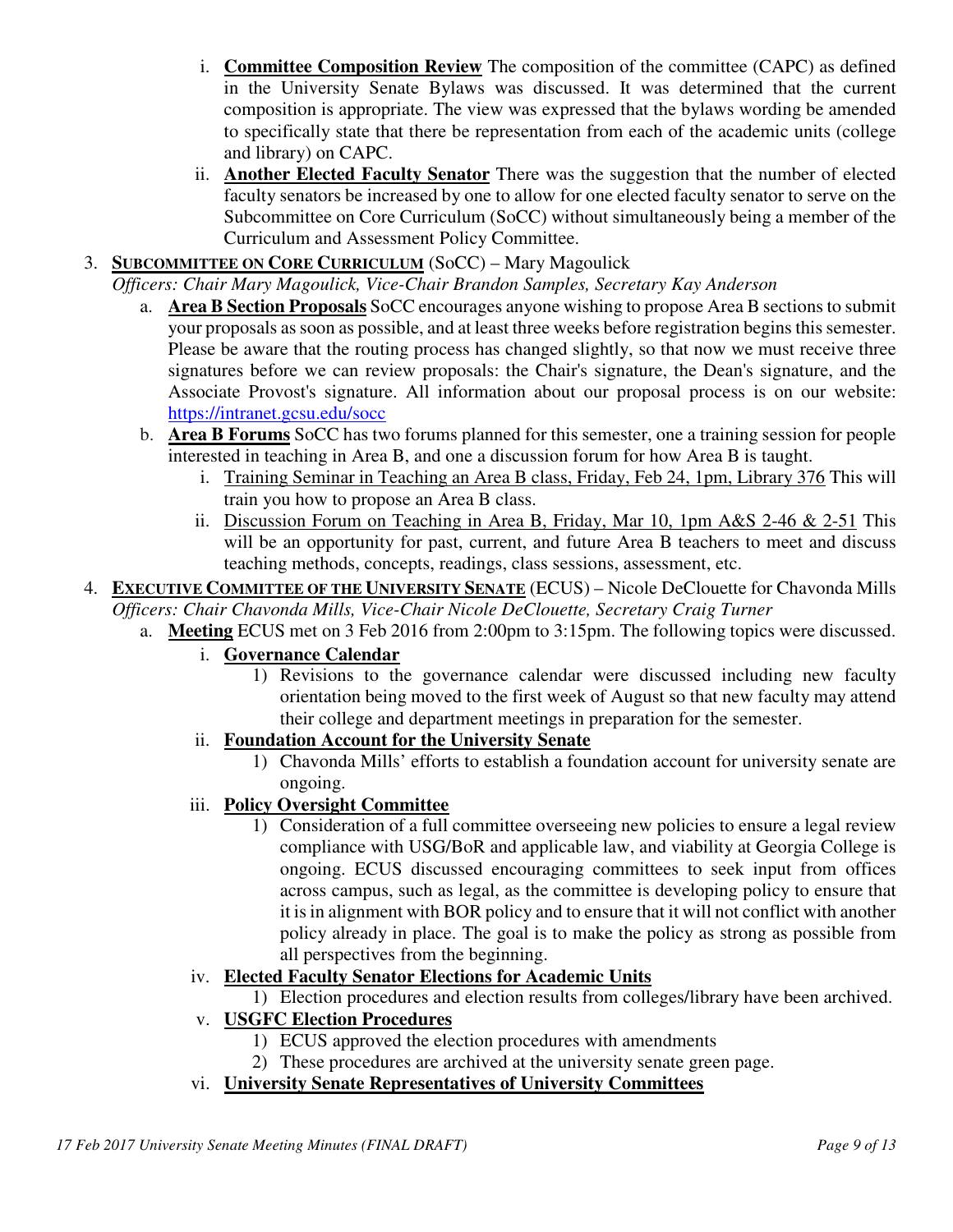i. **Committee Composition Review** The composition of the committee (CAPC) as defined in the University Senate Bylaws was discussed. It was determined that the current composition is appropriate. The view was expressed that the bylaws wording be amended to specifically state that there be representation from each of the academic units (college and library) on CAPC.
   ii. **Another Elected Faculty Senator** There was the suggestion that the number of elected faculty senators be increased by one to allow for one elected faculty senator to serve on the Subcommittee on Core Curriculum (SoCC) without simultaneously being a member of the Curriculum and Assessment Policy Committee.

3. **SUBCOMMITTEE ON CORE CURRICULUM** (SoCC) – Mary Magoulick
   *Officers: Chair Mary Magoulick, Vice-Chair Brandon Samples, Secretary Kay Anderson*
   a. **Area B Section Proposals** SoCC encourages anyone wishing to propose Area B sections to submit your proposals as soon as possible, and at least three weeks before registration begins this semester. Please be aware that the routing process has changed slightly, so that now we must receive three signatures before we can review proposals: the Chair's signature, the Dean's signature, and the Associate Provost's signature. All information about our proposal process is on our website: https://intranet.gcsu.edu/socc
   b. **Area B Forums** SoCC has two forums planned for this semester, one a training session for people interested in teaching in Area B, and one a discussion forum for how Area B is taught.
      i. Training Seminar in Teaching an Area B class, Friday, Feb 24, 1pm, Library 376 This will train you how to propose an Area B class.
      ii. Discussion Forum on Teaching in Area B, Friday, Mar 10, 1pm A&S 2-46 & 2-51 This will be an opportunity for past, current, and future Area B teachers to meet and discuss teaching methods, concepts, readings, class sessions, assessment, etc.

4. **EXECUTIVE COMMITTEE OF THE UNIVERSITY SENATE** (ECUS) – Nicole DeClouette for Chavonda Mills
   *Officers: Chair Chavonda Mills, Vice-Chair Nicole DeClouette, Secretary Craig Turner*
   a. **Meeting** ECUS met on 3 Feb 2016 from 2:00pm to 3:15pm. The following topics were discussed.
      i. **Governance Calendar**
         1) Revisions to the governance calendar were discussed including new faculty orientation being moved to the first week of August so that new faculty may attend their college and department meetings in preparation for the semester.
      ii. **Foundation Account for the University Senate**
         1) Chavonda Mills' efforts to establish a foundation account for university senate are ongoing.
      iii. **Policy Oversight Committee**
         1) Consideration of a full committee overseeing new policies to ensure a legal review compliance with USG/BoR and applicable law, and viability at Georgia College is ongoing. ECUS discussed encouraging committees to seek input from offices across campus, such as legal, as the committee is developing policy to ensure that it is in alignment with BOR policy and to ensure that it will not conflict with another policy already in place. The goal is to make the policy as strong as possible from all perspectives from the beginning.
      iv. **Elected Faculty Senator Elections for Academic Units**
         1) Election procedures and election results from colleges/library have been archived.
      v. **USGFC Election Procedures**
         1) ECUS approved the election procedures with amendments
         2) These procedures are archived at the university senate green page.
      vi. **University Senate Representatives of University Committees**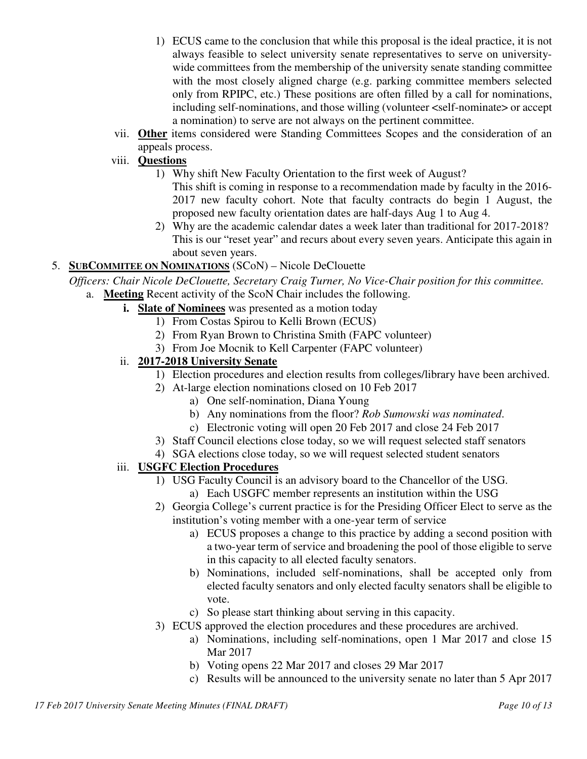1) ECUS came to the conclusion that while this proposal is the ideal practice, it is not always feasible to select university senate representatives to serve on university-wide committees from the membership of the university senate standing committee with the most closely aligned charge (e.g. parking committee members selected only from RPIPC, etc.) These positions are often filled by a call for nominations, including self-nominations, and those willing (volunteer <self-nominate> or accept a nomination) to serve are not always on the pertinent committee.

vii. **Other** items considered were Standing Committees Scopes and the consideration of an appeals process.

viii. **Questions**

1) Why shift New Faculty Orientation to the first week of August?
This shift is coming in response to a recommendation made by faculty in the 2016-2017 new faculty cohort. Note that faculty contracts do begin 1 August, the proposed new faculty orientation dates are half-days Aug 1 to Aug 4.

2) Why are the academic calendar dates a week later than traditional for 2017-2018?
This is our "reset year" and recurs about every seven years. Anticipate this again in about seven years.

5. **SUBCOMMITEE ON NOMINATIONS** (SCoN) – Nicole DeClouette

*Officers: Chair Nicole DeClouette, Secretary Craig Turner, No Vice-Chair position for this committee.*

a. **Meeting** Recent activity of the ScoN Chair includes the following.

**i. Slate of Nominees** was presented as a motion today

1) From Costas Spirou to Kelli Brown (ECUS)
2) From Ryan Brown to Christina Smith (FAPC volunteer)
3) From Joe Mocnik to Kell Carpenter (FAPC volunteer)

ii. **2017-2018 University Senate**

1) Election procedures and election results from colleges/library have been archived.
2) At-large election nominations closed on 10 Feb 2017
   a) One self-nomination, Diana Young
   b) Any nominations from the floor? *Rob Sumowski was nominated.*
   c) Electronic voting will open 20 Feb 2017 and close 24 Feb 2017
3) Staff Council elections close today, so we will request selected staff senators
4) SGA elections close today, so we will request selected student senators

iii. **USGFC Election Procedures**

1) USG Faculty Council is an advisory board to the Chancellor of the USG.
   a) Each USGFC member represents an institution within the USG
2) Georgia College's current practice is for the Presiding Officer Elect to serve as the institution's voting member with a one-year term of service
   a) ECUS proposes a change to this practice by adding a second position with a two-year term of service and broadening the pool of those eligible to serve in this capacity to all elected faculty senators.
   b) Nominations, included self-nominations, shall be accepted only from elected faculty senators and only elected faculty senators shall be eligible to vote.
   c) So please start thinking about serving in this capacity.
3) ECUS approved the election procedures and these procedures are archived.
   a) Nominations, including self-nominations, open 1 Mar 2017 and close 15 Mar 2017
   b) Voting opens 22 Mar 2017 and closes 29 Mar 2017
   c) Results will be announced to the university senate no later than 5 Apr 2017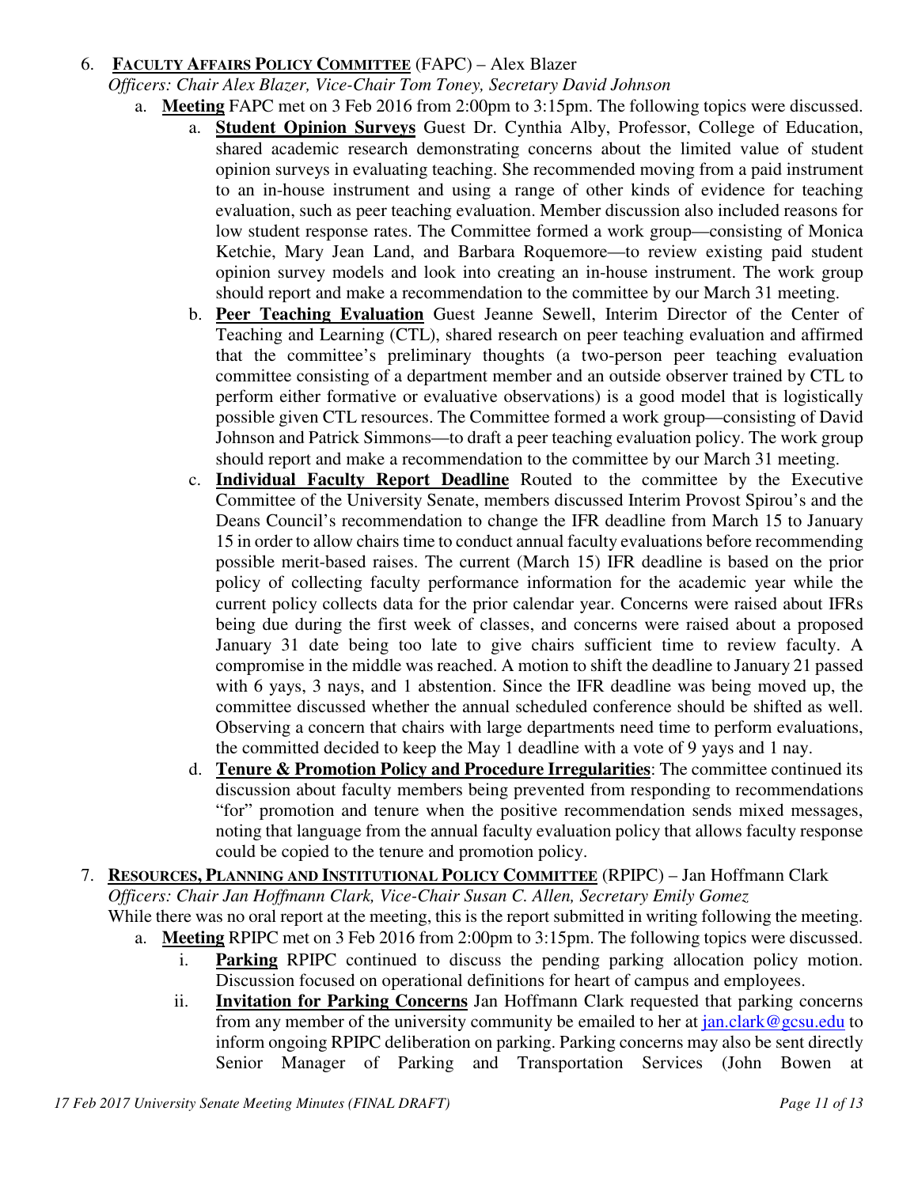6. **FACULTY AFFAIRS POLICY COMMITTEE** (FAPC) – Alex Blazer
   *Officers: Chair Alex Blazer, Vice-Chair Tom Toney, Secretary David Johnson*
   a. **Meeting** FAPC met on 3 Feb 2016 from 2:00pm to 3:15pm. The following topics were discussed.
      a. **Student Opinion Surveys** Guest Dr. Cynthia Alby, Professor, College of Education, shared academic research demonstrating concerns about the limited value of student opinion surveys in evaluating teaching. She recommended moving from a paid instrument to an in-house instrument and using a range of other kinds of evidence for teaching evaluation, such as peer teaching evaluation. Member discussion also included reasons for low student response rates. The Committee formed a work group—consisting of Monica Ketchie, Mary Jean Land, and Barbara Roquemore—to review existing paid student opinion survey models and look into creating an in-house instrument. The work group should report and make a recommendation to the committee by our March 31 meeting.
      b. **Peer Teaching Evaluation** Guest Jeanne Sewell, Interim Director of the Center of Teaching and Learning (CTL), shared research on peer teaching evaluation and affirmed that the committee's preliminary thoughts (a two-person peer teaching evaluation committee consisting of a department member and an outside observer trained by CTL to perform either formative or evaluative observations) is a good model that is logistically possible given CTL resources. The Committee formed a work group—consisting of David Johnson and Patrick Simmons—to draft a peer teaching evaluation policy. The work group should report and make a recommendation to the committee by our March 31 meeting.
      c. **Individual Faculty Report Deadline** Routed to the committee by the Executive Committee of the University Senate, members discussed Interim Provost Spirou's and the Deans Council's recommendation to change the IFR deadline from March 15 to January 15 in order to allow chairs time to conduct annual faculty evaluations before recommending possible merit-based raises. The current (March 15) IFR deadline is based on the prior policy of collecting faculty performance information for the academic year while the current policy collects data for the prior calendar year. Concerns were raised about IFRs being due during the first week of classes, and concerns were raised about a proposed January 31 date being too late to give chairs sufficient time to review faculty. A compromise in the middle was reached. A motion to shift the deadline to January 21 passed with 6 yays, 3 nays, and 1 abstention. Since the IFR deadline was being moved up, the committee discussed whether the annual scheduled conference should be shifted as well. Observing a concern that chairs with large departments need time to perform evaluations, the committed decided to keep the May 1 deadline with a vote of 9 yays and 1 nay.
      d. **Tenure & Promotion Policy and Procedure Irregularities**: The committee continued its discussion about faculty members being prevented from responding to recommendations "for" promotion and tenure when the positive recommendation sends mixed messages, noting that language from the annual faculty evaluation policy that allows faculty response could be copied to the tenure and promotion policy.

7. **RESOURCES, PLANNING AND INSTITUTIONAL POLICY COMMITTEE** (RPIPC) – Jan Hoffmann Clark
   *Officers: Chair Jan Hoffmann Clark, Vice-Chair Susan C. Allen, Secretary Emily Gomez*
   While there was no oral report at the meeting, this is the report submitted in writing following the meeting.
   a. **Meeting** RPIPC met on 3 Feb 2016 from 2:00pm to 3:15pm. The following topics were discussed.
      i. **Parking** RPIPC continued to discuss the pending parking allocation policy motion. Discussion focused on operational definitions for heart of campus and employees.
      ii. **Invitation for Parking Concerns** Jan Hoffmann Clark requested that parking concerns from any member of the university community be emailed to her at jan.clark@gcsu.edu to inform ongoing RPIPC deliberation on parking. Parking concerns may also be sent directly Senior Manager of Parking and Transportation Services (John Bowen at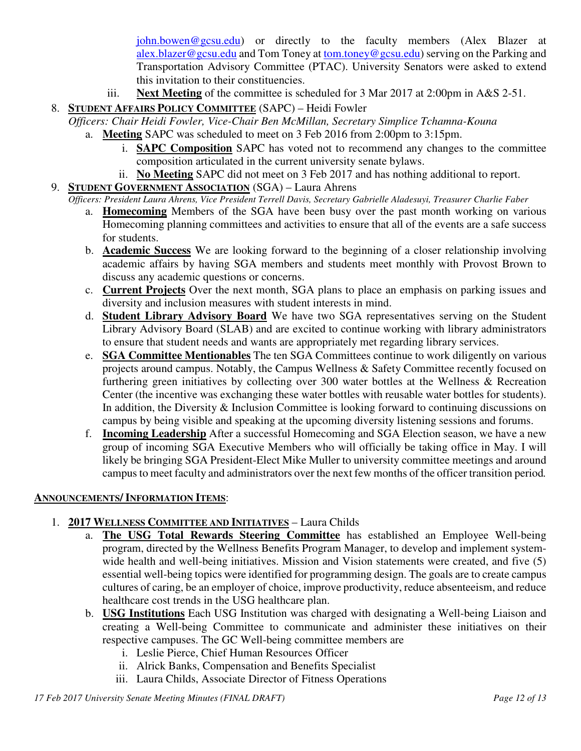john.bowen@gcsu.edu) or directly to the faculty members (Alex Blazer at alex.blazer@gcsu.edu and Tom Toney at tom.toney@gcsu.edu) serving on the Parking and Transportation Advisory Committee (PTAC). University Senators were asked to extend this invitation to their constituencies.

iii. **Next Meeting** of the committee is scheduled for 3 Mar 2017 at 2:00pm in A&S 2-51.

8. **STUDENT AFFAIRS POLICY COMMITTEE** (SAPC) – Heidi Fowler
   *Officers: Chair Heidi Fowler, Vice-Chair Ben McMillan, Secretary Simplice Tchamna-Kouna*
   a. **Meeting** SAPC was scheduled to meet on 3 Feb 2016 from 2:00pm to 3:15pm.
      i. **SAPC Composition** SAPC has voted not to recommend any changes to the committee composition articulated in the current university senate bylaws.
      ii. **No Meeting** SAPC did not meet on 3 Feb 2017 and has nothing additional to report.

9. **STUDENT GOVERNMENT ASSOCIATION** (SGA) – Laura Ahrens
   *Officers: President Laura Ahrens, Vice President Terrell Davis, Secretary Gabrielle Aladesuyi, Treasurer Charlie Faber*
   a. **Homecoming** Members of the SGA have been busy over the past month working on various Homecoming planning committees and activities to ensure that all of the events are a safe success for students.
   b. **Academic Success** We are looking forward to the beginning of a closer relationship involving academic affairs by having SGA members and students meet monthly with Provost Brown to discuss any academic questions or concerns.
   c. **Current Projects** Over the next month, SGA plans to place an emphasis on parking issues and diversity and inclusion measures with student interests in mind.
   d. **Student Library Advisory Board** We have two SGA representatives serving on the Student Library Advisory Board (SLAB) and are excited to continue working with library administrators to ensure that student needs and wants are appropriately met regarding library services.
   e. **SGA Committee Mentionables** The ten SGA Committees continue to work diligently on various projects around campus. Notably, the Campus Wellness & Safety Committee recently focused on furthering green initiatives by collecting over 300 water bottles at the Wellness & Recreation Center (the incentive was exchanging these water bottles with reusable water bottles for students). In addition, the Diversity & Inclusion Committee is looking forward to continuing discussions on campus by being visible and speaking at the upcoming diversity listening sessions and forums.
   f. **Incoming Leadership** After a successful Homecoming and SGA Election season, we have a new group of incoming SGA Executive Members who will officially be taking office in May. I will likely be bringing SGA President-Elect Mike Muller to university committee meetings and around campus to meet faculty and administrators over the next few months of the officer transition period.

## ANNOUNCEMENTS/ INFORMATION ITEMS:

1. **2017 WELLNESS COMMITTEE AND INITIATIVES** – Laura Childs
   a. **The USG Total Rewards Steering Committee** has established an Employee Well-being program, directed by the Wellness Benefits Program Manager, to develop and implement system-wide health and well-being initiatives. Mission and Vision statements were created, and five (5) essential well-being topics were identified for programming design. The goals are to create campus cultures of caring, be an employer of choice, improve productivity, reduce absenteeism, and reduce healthcare cost trends in the USG healthcare plan.
   b. **USG Institutions** Each USG Institution was charged with designating a Well-being Liaison and creating a Well-being Committee to communicate and administer these initiatives on their respective campuses. The GC Well-being committee members are
      i. Leslie Pierce, Chief Human Resources Officer
      ii. Alrick Banks, Compensation and Benefits Specialist
      iii. Laura Childs, Associate Director of Fitness Operations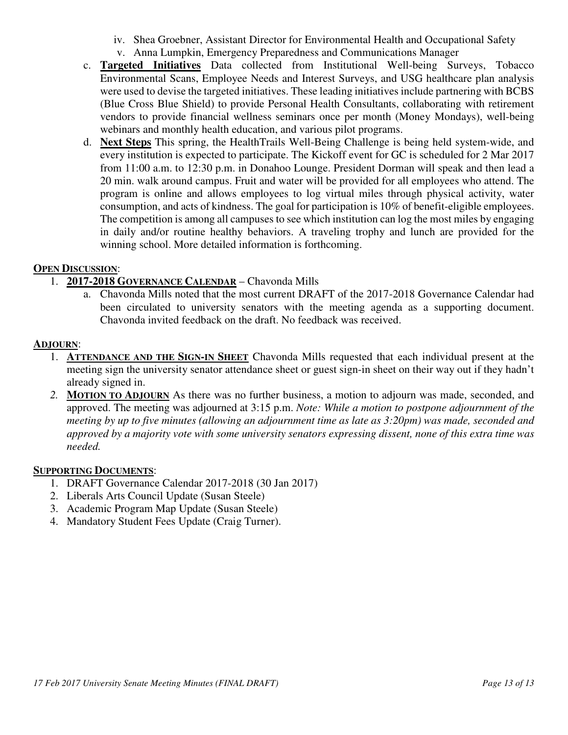iv. Shea Groebner, Assistant Director for Environmental Health and Occupational Safety
   v. Anna Lumpkin, Emergency Preparedness and Communications Manager

c. **Targeted Initiatives** Data collected from Institutional Well-being Surveys, Tobacco Environmental Scans, Employee Needs and Interest Surveys, and USG healthcare plan analysis were used to devise the targeted initiatives. These leading initiatives include partnering with BCBS (Blue Cross Blue Shield) to provide Personal Health Consultants, collaborating with retirement vendors to provide financial wellness seminars once per month (Money Mondays), well-being webinars and monthly health education, and various pilot programs.

d. **Next Steps** This spring, the HealthTrails Well-Being Challenge is being held system-wide, and every institution is expected to participate. The Kickoff event for GC is scheduled for 2 Mar 2017 from 11:00 a.m. to 12:30 p.m. in Donahoo Lounge. President Dorman will speak and then lead a 20 min. walk around campus. Fruit and water will be provided for all employees who attend. The program is online and allows employees to log virtual miles through physical activity, water consumption, and acts of kindness. The goal for participation is 10% of benefit-eligible employees. The competition is among all campuses to see which institution can log the most miles by engaging in daily and/or routine healthy behaviors. A traveling trophy and lunch are provided for the winning school. More detailed information is forthcoming.

**OPEN DISCUSSION**:

1. **2017-2018 GOVERNANCE CALENDAR** – Chavonda Mills
   a. Chavonda Mills noted that the most current DRAFT of the 2017-2018 Governance Calendar had been circulated to university senators with the meeting agenda as a supporting document. Chavonda invited feedback on the draft. No feedback was received.

**ADJOURN**:

1. **ATTENDANCE AND THE SIGN-IN SHEET** Chavonda Mills requested that each individual present at the meeting sign the university senator attendance sheet or guest sign-in sheet on their way out if they hadn't already signed in.
2. **MOTION TO ADJOURN** As there was no further business, a motion to adjourn was made, seconded, and approved. The meeting was adjourned at 3:15 p.m. *Note: While a motion to postpone adjournment of the meeting by up to five minutes (allowing an adjournment time as late as 3:20pm) was made, seconded and approved by a majority vote with some university senators expressing dissent, none of this extra time was needed.*

**SUPPORTING DOCUMENTS**:

1. DRAFT Governance Calendar 2017-2018 (30 Jan 2017)
2. Liberals Arts Council Update (Susan Steele)
3. Academic Program Map Update (Susan Steele)
4. Mandatory Student Fees Update (Craig Turner).